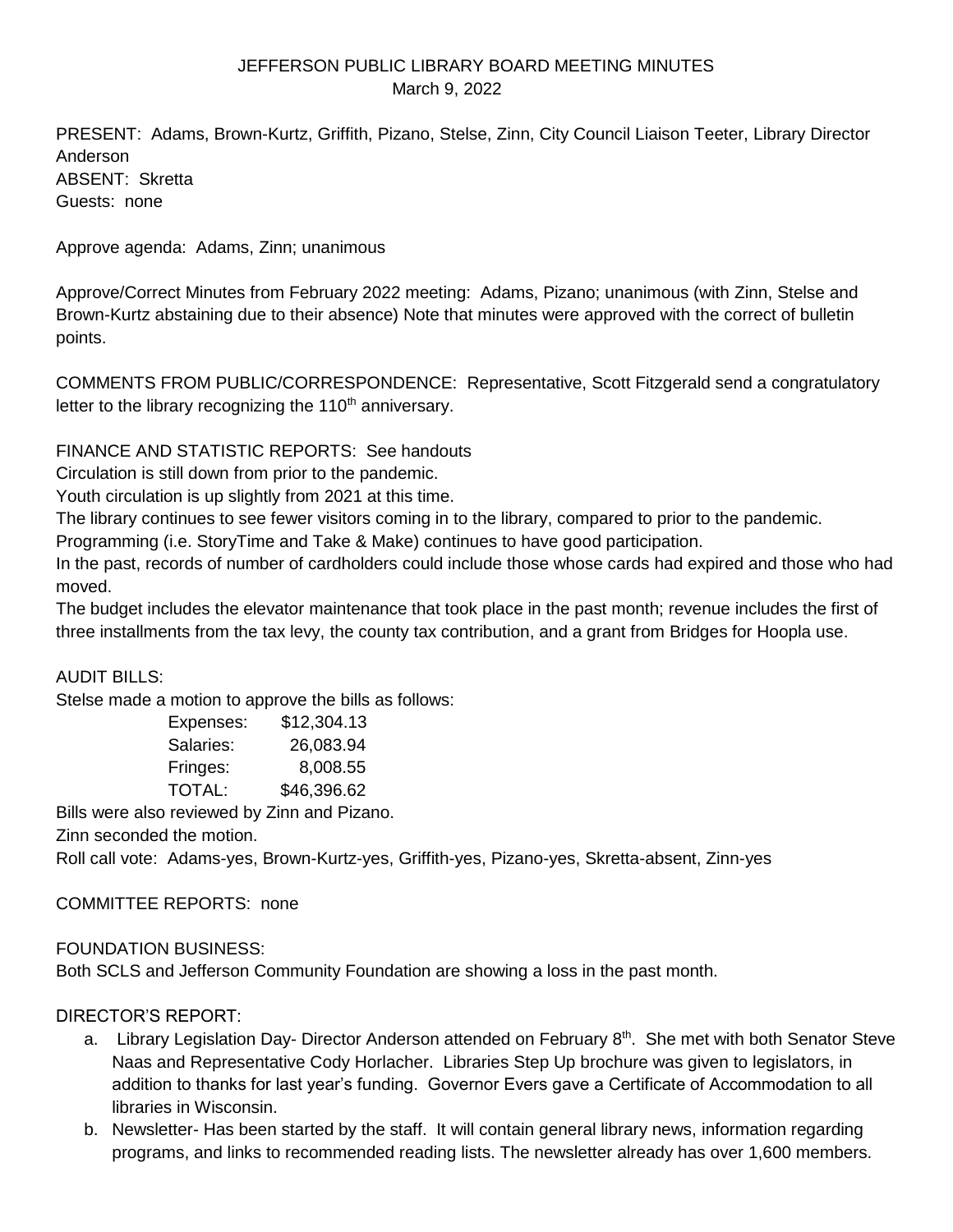# JEFFERSON PUBLIC LIBRARY BOARD MEETING MINUTES
March 9, 2022

PRESENT: Adams, Brown-Kurtz, Griffith, Pizano, Stelse, Zinn, City Council Liaison Teeter, Library Director Anderson
ABSENT: Skretta
Guests: none

Approve agenda: Adams, Zinn; unanimous

Approve/Correct Minutes from February 2022 meeting: Adams, Pizano; unanimous (with Zinn, Stelse and Brown-Kurtz abstaining due to their absence) Note that minutes were approved with the correct of bulletin points.

COMMENTS FROM PUBLIC/CORRESPONDENCE: Representative, Scott Fitzgerald send a congratulatory letter to the library recognizing the 110th anniversary.

FINANCE AND STATISTIC REPORTS: See handouts
Circulation is still down from prior to the pandemic.
Youth circulation is up slightly from 2021 at this time.
The library continues to see fewer visitors coming in to the library, compared to prior to the pandemic.
Programming (i.e. StoryTime and Take & Make) continues to have good participation.
In the past, records of number of cardholders could include those whose cards had expired and those who had moved.
The budget includes the elevator maintenance that took place in the past month; revenue includes the first of three installments from the tax levy, the county tax contribution, and a grant from Bridges for Hoopla use.

AUDIT BILLS:
Stelse made a motion to approve the bills as follows:

| | |
|---|---|
| Expenses: | $12,304.13 |
| Salaries: | 26,083.94 |
| Fringes: | 8,008.55 |
| TOTAL: | $46,396.62 |

Bills were also reviewed by Zinn and Pizano.
Zinn seconded the motion.
Roll call vote: Adams-yes, Brown-Kurtz-yes, Griffith-yes, Pizano-yes, Skretta-absent, Zinn-yes

COMMITTEE REPORTS: none

FOUNDATION BUSINESS:
Both SCLS and Jefferson Community Foundation are showing a loss in the past month.

DIRECTOR'S REPORT:

a. Library Legislation Day- Director Anderson attended on February 8th. She met with both Senator Steve Naas and Representative Cody Horlacher. Libraries Step Up brochure was given to legislators, in addition to thanks for last year's funding. Governor Evers gave a Certificate of Accommodation to all libraries in Wisconsin.
b. Newsletter- Has been started by the staff. It will contain general library news, information regarding programs, and links to recommended reading lists. The newsletter already has over 1,600 members.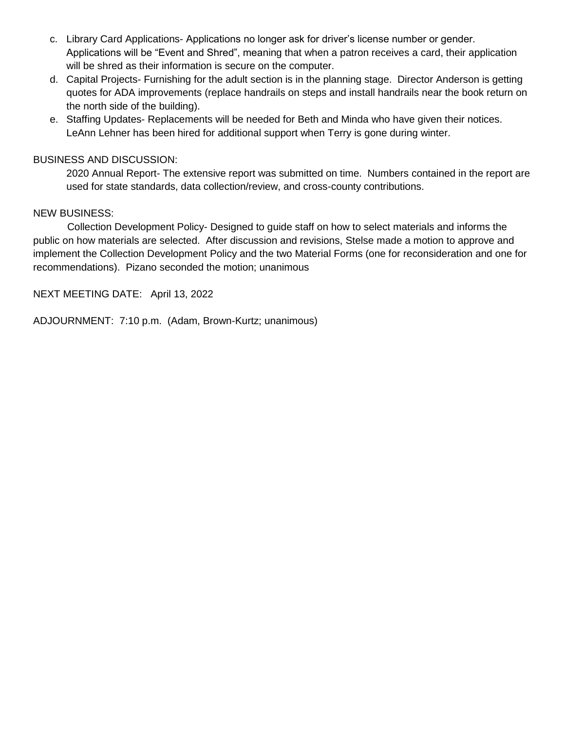c. Library Card Applications- Applications no longer ask for driver's license number or gender. Applications will be "Event and Shred", meaning that when a patron receives a card, their application will be shred as their information is secure on the computer.
d. Capital Projects- Furnishing for the adult section is in the planning stage. Director Anderson is getting quotes for ADA improvements (replace handrails on steps and install handrails near the book return on the north side of the building).
e. Staffing Updates- Replacements will be needed for Beth and Minda who have given their notices. LeAnn Lehner has been hired for additional support when Terry is gone during winter.

BUSINESS AND DISCUSSION:

2020 Annual Report- The extensive report was submitted on time. Numbers contained in the report are used for state standards, data collection/review, and cross-county contributions.

NEW BUSINESS:

Collection Development Policy- Designed to guide staff on how to select materials and informs the public on how materials are selected. After discussion and revisions, Stelse made a motion to approve and implement the Collection Development Policy and the two Material Forms (one for reconsideration and one for recommendations). Pizano seconded the motion; unanimous

NEXT MEETING DATE: April 13, 2022

ADJOURNMENT: 7:10 p.m. (Adam, Brown-Kurtz; unanimous)